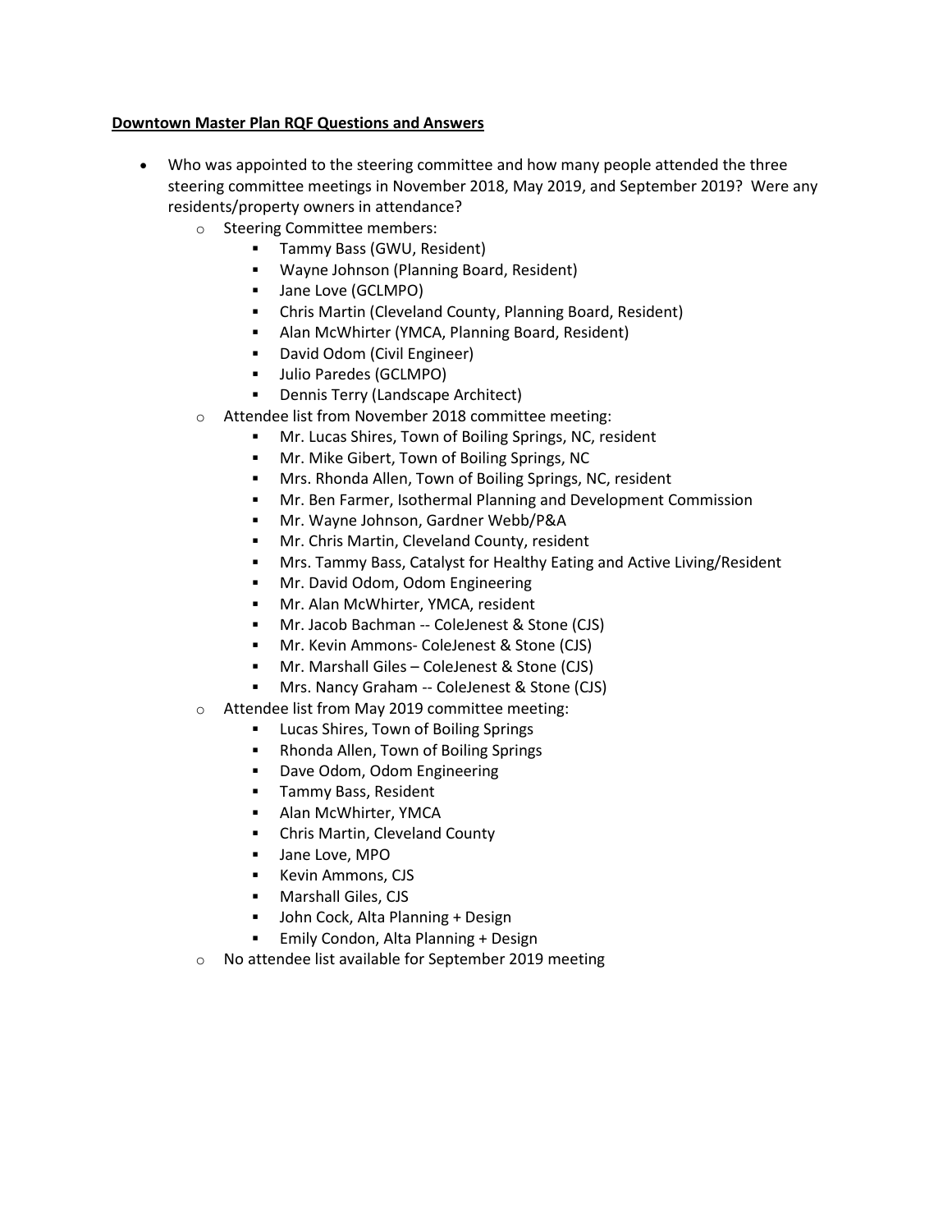**Downtown Master Plan RQF Questions and Answers**

- Who was appointed to the steering committee and how many people attended the three steering committee meetings in November 2018, May 2019, and September 2019? Were any residents/property owners in attendance?
  - Steering Committee members:
    - Tammy Bass (GWU, Resident)
    - Wayne Johnson (Planning Board, Resident)
    - Jane Love (GCLMPO)
    - Chris Martin (Cleveland County, Planning Board, Resident)
    - Alan McWhirter (YMCA, Planning Board, Resident)
    - David Odom (Civil Engineer)
    - Julio Paredes (GCLMPO)
    - Dennis Terry (Landscape Architect)
  - Attendee list from November 2018 committee meeting:
    - Mr. Lucas Shires, Town of Boiling Springs, NC, resident
    - Mr. Mike Gibert, Town of Boiling Springs, NC
    - Mrs. Rhonda Allen, Town of Boiling Springs, NC, resident
    - Mr. Ben Farmer, Isothermal Planning and Development Commission
    - Mr. Wayne Johnson, Gardner Webb/P&A
    - Mr. Chris Martin, Cleveland County, resident
    - Mrs. Tammy Bass, Catalyst for Healthy Eating and Active Living/Resident
    - Mr. David Odom, Odom Engineering
    - Mr. Alan McWhirter, YMCA, resident
    - Mr. Jacob Bachman -- ColeJenest & Stone (CJS)
    - Mr. Kevin Ammons- ColeJenest & Stone (CJS)
    - Mr. Marshall Giles – ColeJenest & Stone (CJS)
    - Mrs. Nancy Graham -- ColeJenest & Stone (CJS)
  - Attendee list from May 2019 committee meeting:
    - Lucas Shires, Town of Boiling Springs
    - Rhonda Allen, Town of Boiling Springs
    - Dave Odom, Odom Engineering
    - Tammy Bass, Resident
    - Alan McWhirter, YMCA
    - Chris Martin, Cleveland County
    - Jane Love, MPO
    - Kevin Ammons, CJS
    - Marshall Giles, CJS
    - John Cock, Alta Planning + Design
    - Emily Condon, Alta Planning + Design
  - No attendee list available for September 2019 meeting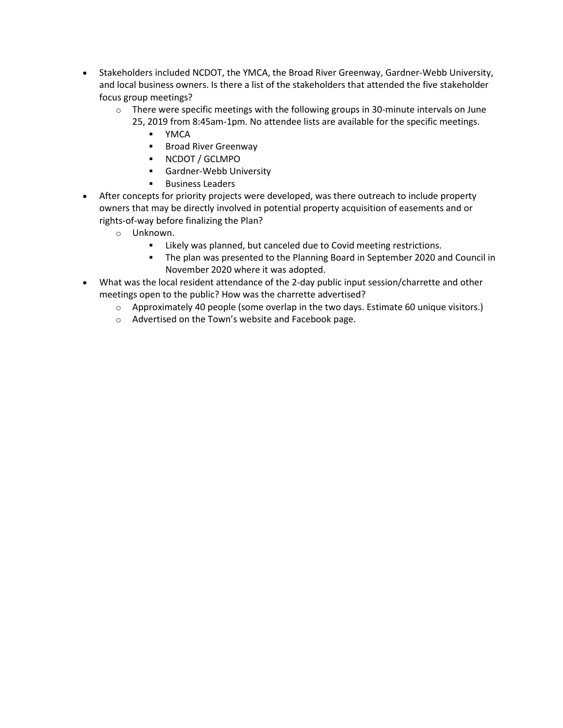- Stakeholders included NCDOT, the YMCA, the Broad River Greenway, Gardner-Webb University, and local business owners. Is there a list of the stakeholders that attended the five stakeholder focus group meetings?
  - There were specific meetings with the following groups in 30-minute intervals on June 25, 2019 from 8:45am-1pm. No attendee lists are available for the specific meetings.
    - YMCA
    - Broad River Greenway
    - NCDOT / GCLMPO
    - Gardner-Webb University
    - Business Leaders
- After concepts for priority projects were developed, was there outreach to include property owners that may be directly involved in potential property acquisition of easements and or rights-of-way before finalizing the Plan?
  - Unknown.
    - Likely was planned, but canceled due to Covid meeting restrictions.
    - The plan was presented to the Planning Board in September 2020 and Council in November 2020 where it was adopted.
- What was the local resident attendance of the 2-day public input session/charrette and other meetings open to the public? How was the charrette advertised?
  - Approximately 40 people (some overlap in the two days. Estimate 60 unique visitors.)
  - Advertised on the Town's website and Facebook page.